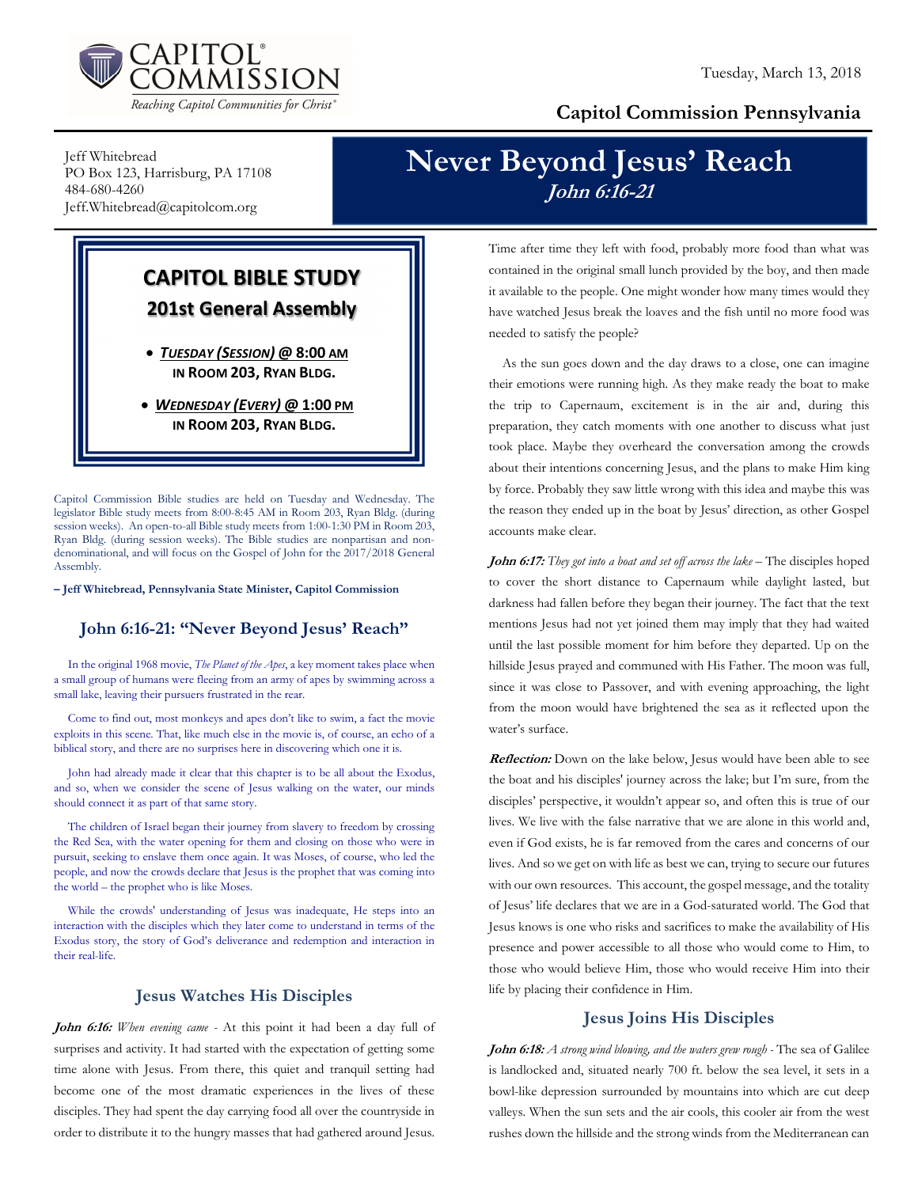Tuesday, March 13, 2018

**CAPITOL COMMISSION**
*Reaching Capitol Communities for Christ*

## Capitol Commission Pennsylvania

Jeff Whitebread
PO Box 123, Harrisburg, PA 17108
484-680-4260
Jeff.Whitebread@capitolcom.org

# Never Beyond Jesus' Reach
***John 6:16-21***

### CAPITOL BIBLE STUDY
### 201st General Assembly

- ***TUESDAY (SESSION)* @ 8:00 AM IN ROOM 203, RYAN BLDG.**
- ***WEDNESDAY (EVERY)* @ 1:00 PM IN ROOM 203, RYAN BLDG.**

Capitol Commission Bible studies are held on Tuesday and Wednesday. The legislator Bible study meets from 8:00-8:45 AM in Room 203, Ryan Bldg. (during session weeks). An open-to-all Bible study meets from 1:00-1:30 PM in Room 203, Ryan Bldg. (during session weeks). The Bible studies are nonpartisan and non-denominational, and will focus on the Gospel of John for the 2017/2018 General Assembly.

**– Jeff Whitebread, Pennsylvania State Minister, Capitol Commission**

## John 6:16-21: "Never Beyond Jesus' Reach"

In the original 1968 movie, *The Planet of the Apes*, a key moment takes place when a small group of humans were fleeing from an army of apes by swimming across a small lake, leaving their pursuers frustrated in the rear.

Come to find out, most monkeys and apes don't like to swim, a fact the movie exploits in this scene. That, like much else in the movie is, of course, an echo of a biblical story, and there are no surprises here in discovering which one it is.

John had already made it clear that this chapter is to be all about the Exodus, and so, when we consider the scene of Jesus walking on the water, our minds should connect it as part of that same story.

The children of Israel began their journey from slavery to freedom by crossing the Red Sea, with the water opening for them and closing on those who were in pursuit, seeking to enslave them once again. It was Moses, of course, who led the people, and now the crowds declare that Jesus is the prophet that was coming into the world – the prophet who is like Moses.

While the crowds' understanding of Jesus was inadequate, He steps into an interaction with the disciples which they later come to understand in terms of the Exodus story, the story of God's deliverance and redemption and interaction in their real-life.

### Jesus Watches His Disciples

***John 6:16:*** *When evening came* - At this point it had been a day full of surprises and activity. It had started with the expectation of getting some time alone with Jesus. From there, this quiet and tranquil setting had become one of the most dramatic experiences in the lives of these disciples. They had spent the day carrying food all over the countryside in order to distribute it to the hungry masses that had gathered around Jesus. Time after time they left with food, probably more food than what was contained in the original small lunch provided by the boy, and then made it available to the people. One might wonder how many times would they have watched Jesus break the loaves and the fish until no more food was needed to satisfy the people?

As the sun goes down and the day draws to a close, one can imagine their emotions were running high. As they make ready the boat to make the trip to Capernaum, excitement is in the air and, during this preparation, they catch moments with one another to discuss what just took place. Maybe they overheard the conversation among the crowds about their intentions concerning Jesus, and the plans to make Him king by force. Probably they saw little wrong with this idea and maybe this was the reason they ended up in the boat by Jesus' direction, as other Gospel accounts make clear.

***John 6:17:*** *They got into a boat and set off across the lake* – The disciples hoped to cover the short distance to Capernaum while daylight lasted, but darkness had fallen before they began their journey. The fact that the text mentions Jesus had not yet joined them may imply that they had waited until the last possible moment for him before they departed. Up on the hillside Jesus prayed and communed with His Father. The moon was full, since it was close to Passover, and with evening approaching, the light from the moon would have brightened the sea as it reflected upon the water's surface.

***Reflection:*** Down on the lake below, Jesus would have been able to see the boat and his disciples' journey across the lake; but I'm sure, from the disciples' perspective, it wouldn't appear so, and often this is true of our lives. We live with the false narrative that we are alone in this world and, even if God exists, he is far removed from the cares and concerns of our lives. And so we get on with life as best we can, trying to secure our futures with our own resources. This account, the gospel message, and the totality of Jesus' life declares that we are in a God-saturated world. The God that Jesus knows is one who risks and sacrifices to make the availability of His presence and power accessible to all those who would come to Him, to those who would believe Him, those who would receive Him into their life by placing their confidence in Him.

### Jesus Joins His Disciples

***John 6:18:*** *A strong wind blowing, and the waters grew rough* - The sea of Galilee is landlocked and, situated nearly 700 ft. below the sea level, it sets in a bowl-like depression surrounded by mountains into which are cut deep valleys. When the sun sets and the air cools, this cooler air from the west rushes down the hillside and the strong winds from the Mediterranean can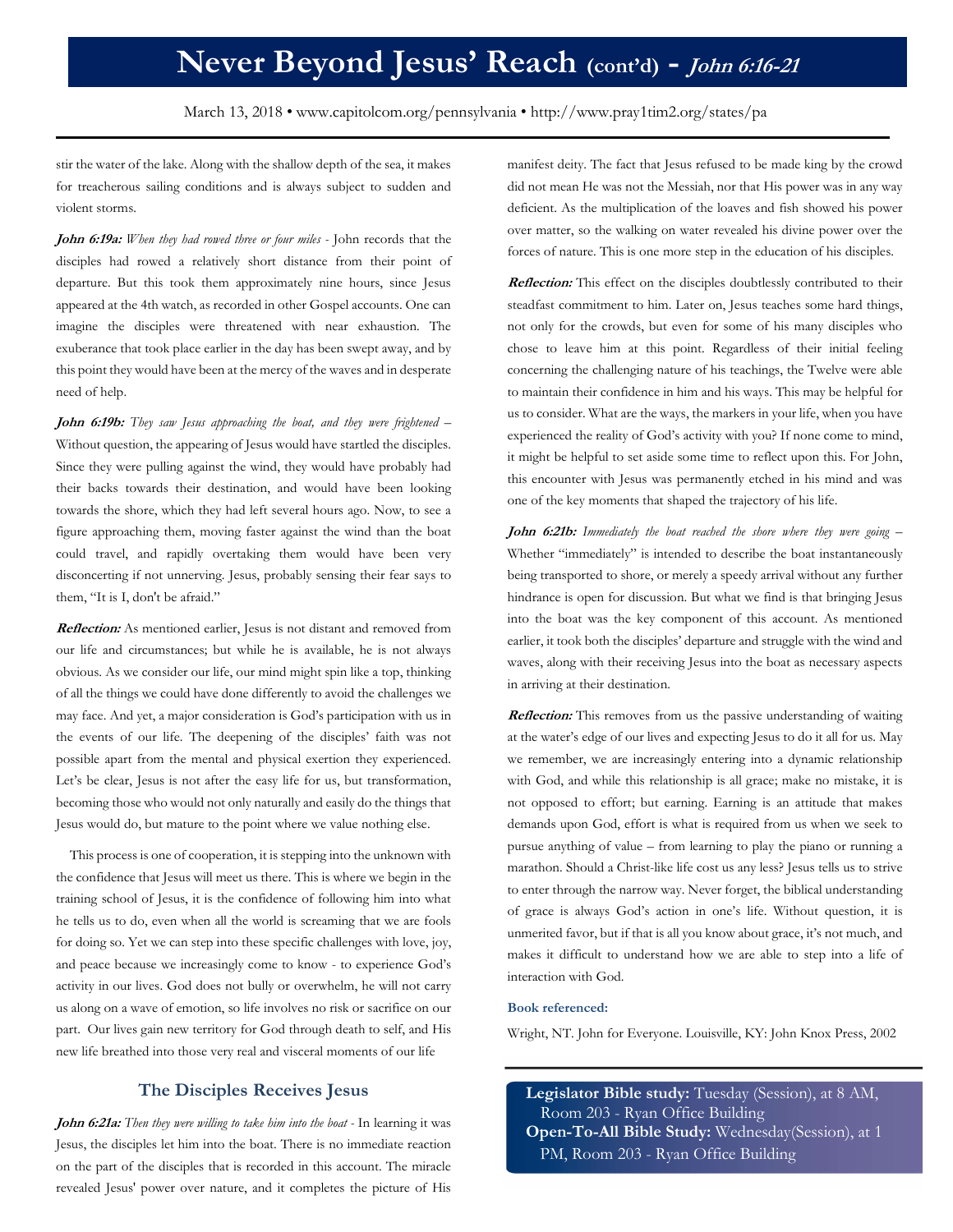# Never Beyond Jesus' Reach (cont'd) - *John 6:16-21*

March 13, 2018 • www.capitolcom.org/pennsylvania • http://www.pray1tim2.org/states/pa

stir the water of the lake. Along with the shallow depth of the sea, it makes for treacherous sailing conditions and is always subject to sudden and violent storms.

***John 6:19a:*** *When they had rowed three or four miles* - John records that the disciples had rowed a relatively short distance from their point of departure. But this took them approximately nine hours, since Jesus appeared at the 4th watch, as recorded in other Gospel accounts. One can imagine the disciples were threatened with near exhaustion. The exuberance that took place earlier in the day has been swept away, and by this point they would have been at the mercy of the waves and in desperate need of help.

***John 6:19b:*** *They saw Jesus approaching the boat, and they were frightened* – Without question, the appearing of Jesus would have startled the disciples. Since they were pulling against the wind, they would have probably had their backs towards their destination, and would have been looking towards the shore, which they had left several hours ago. Now, to see a figure approaching them, moving faster against the wind than the boat could travel, and rapidly overtaking them would have been very disconcerting if not unnerving. Jesus, probably sensing their fear says to them, "It is I, don't be afraid."

***Reflection:*** As mentioned earlier, Jesus is not distant and removed from our life and circumstances; but while he is available, he is not always obvious. As we consider our life, our mind might spin like a top, thinking of all the things we could have done differently to avoid the challenges we may face. And yet, a major consideration is God's participation with us in the events of our life. The deepening of the disciples' faith was not possible apart from the mental and physical exertion they experienced. Let's be clear, Jesus is not after the easy life for us, but transformation, becoming those who would not only naturally and easily do the things that Jesus would do, but mature to the point where we value nothing else.

This process is one of cooperation, it is stepping into the unknown with the confidence that Jesus will meet us there. This is where we begin in the training school of Jesus, it is the confidence of following him into what he tells us to do, even when all the world is screaming that we are fools for doing so. Yet we can step into these specific challenges with love, joy, and peace because we increasingly come to know - to experience God's activity in our lives. God does not bully or overwhelm, he will not carry us along on a wave of emotion, so life involves no risk or sacrifice on our part. Our lives gain new territory for God through death to self, and His new life breathed into those very real and visceral moments of our life

## The Disciples Receives Jesus

***John 6:21a:*** *Then they were willing to take him into the boat* - In learning it was Jesus, the disciples let him into the boat. There is no immediate reaction on the part of the disciples that is recorded in this account. The miracle revealed Jesus' power over nature, and it completes the picture of His manifest deity. The fact that Jesus refused to be made king by the crowd did not mean He was not the Messiah, nor that His power was in any way deficient. As the multiplication of the loaves and fish showed his power over matter, so the walking on water revealed his divine power over the forces of nature. This is one more step in the education of his disciples.

***Reflection:*** This effect on the disciples doubtlessly contributed to their steadfast commitment to him. Later on, Jesus teaches some hard things, not only for the crowds, but even for some of his many disciples who chose to leave him at this point. Regardless of their initial feeling concerning the challenging nature of his teachings, the Twelve were able to maintain their confidence in him and his ways. This may be helpful for us to consider. What are the ways, the markers in your life, when you have experienced the reality of God's activity with you? If none come to mind, it might be helpful to set aside some time to reflect upon this. For John, this encounter with Jesus was permanently etched in his mind and was one of the key moments that shaped the trajectory of his life.

***John 6:21b:*** *Immediately the boat reached the shore where they were going* – Whether "immediately" is intended to describe the boat instantaneously being transported to shore, or merely a speedy arrival without any further hindrance is open for discussion. But what we find is that bringing Jesus into the boat was the key component of this account. As mentioned earlier, it took both the disciples' departure and struggle with the wind and waves, along with their receiving Jesus into the boat as necessary aspects in arriving at their destination.

***Reflection:*** This removes from us the passive understanding of waiting at the water's edge of our lives and expecting Jesus to do it all for us. May we remember, we are increasingly entering into a dynamic relationship with God, and while this relationship is all grace; make no mistake, it is not opposed to effort; but earning. Earning is an attitude that makes demands upon God, effort is what is required from us when we seek to pursue anything of value – from learning to play the piano or running a marathon. Should a Christ-like life cost us any less? Jesus tells us to strive to enter through the narrow way. Never forget, the biblical understanding of grace is always God's action in one's life. Without question, it is unmerited favor, but if that is all you know about grace, it's not much, and makes it difficult to understand how we are able to step into a life of interaction with God.

**Book referenced:**

Wright, NT. John for Everyone. Louisville, KY: John Knox Press, 2002

**Legislator Bible study:** Tuesday (Session), at 8 AM, Room 203 - Ryan Office Building
**Open-To-All Bible Study:** Wednesday(Session), at 1 PM, Room 203 - Ryan Office Building